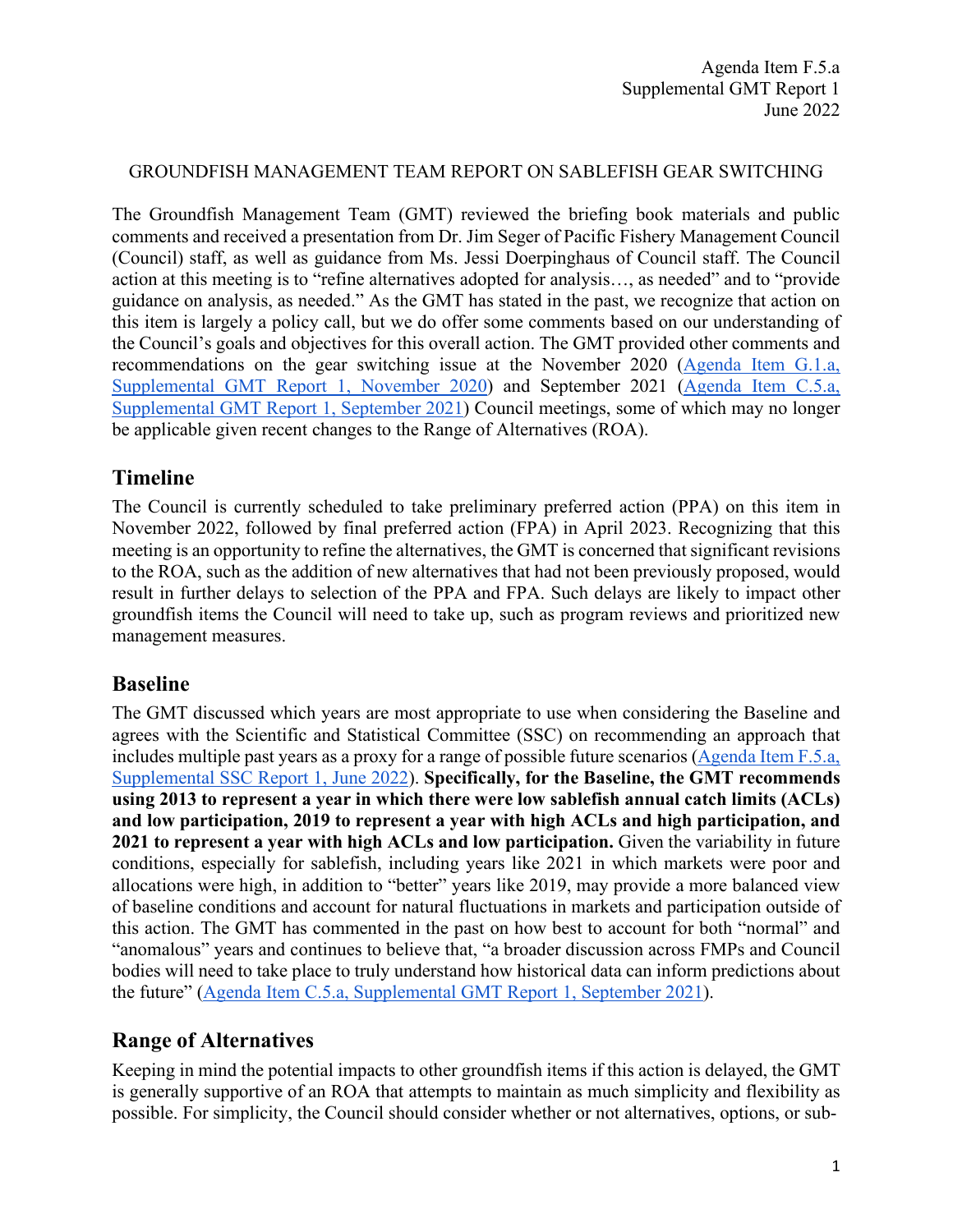Agenda Item F.5.a
Supplemental GMT Report 1
June 2022

GROUNDFISH MANAGEMENT TEAM REPORT ON SABLEFISH GEAR SWITCHING

The Groundfish Management Team (GMT) reviewed the briefing book materials and public comments and received a presentation from Dr. Jim Seger of Pacific Fishery Management Council (Council) staff, as well as guidance from Ms. Jessi Doerpinghaus of Council staff. The Council action at this meeting is to "refine alternatives adopted for analysis…, as needed" and to "provide guidance on analysis, as needed." As the GMT has stated in the past, we recognize that action on this item is largely a policy call, but we do offer some comments based on our understanding of the Council's goals and objectives for this overall action. The GMT provided other comments and recommendations on the gear switching issue at the November 2020 (Agenda Item G.1.a, Supplemental GMT Report 1, November 2020) and September 2021 (Agenda Item C.5.a, Supplemental GMT Report 1, September 2021) Council meetings, some of which may no longer be applicable given recent changes to the Range of Alternatives (ROA).

## Timeline

The Council is currently scheduled to take preliminary preferred action (PPA) on this item in November 2022, followed by final preferred action (FPA) in April 2023. Recognizing that this meeting is an opportunity to refine the alternatives, the GMT is concerned that significant revisions to the ROA, such as the addition of new alternatives that had not been previously proposed, would result in further delays to selection of the PPA and FPA. Such delays are likely to impact other groundfish items the Council will need to take up, such as program reviews and prioritized new management measures.

## Baseline

The GMT discussed which years are most appropriate to use when considering the Baseline and agrees with the Scientific and Statistical Committee (SSC) on recommending an approach that includes multiple past years as a proxy for a range of possible future scenarios (Agenda Item F.5.a, Supplemental SSC Report 1, June 2022). **Specifically, for the Baseline, the GMT recommends using 2013 to represent a year in which there were low sablefish annual catch limits (ACLs) and low participation, 2019 to represent a year with high ACLs and high participation, and 2021 to represent a year with high ACLs and low participation.** Given the variability in future conditions, especially for sablefish, including years like 2021 in which markets were poor and allocations were high, in addition to "better" years like 2019, may provide a more balanced view of baseline conditions and account for natural fluctuations in markets and participation outside of this action. The GMT has commented in the past on how best to account for both "normal" and "anomalous" years and continues to believe that, "a broader discussion across FMPs and Council bodies will need to take place to truly understand how historical data can inform predictions about the future" (Agenda Item C.5.a, Supplemental GMT Report 1, September 2021).

## Range of Alternatives

Keeping in mind the potential impacts to other groundfish items if this action is delayed, the GMT is generally supportive of an ROA that attempts to maintain as much simplicity and flexibility as possible. For simplicity, the Council should consider whether or not alternatives, options, or sub-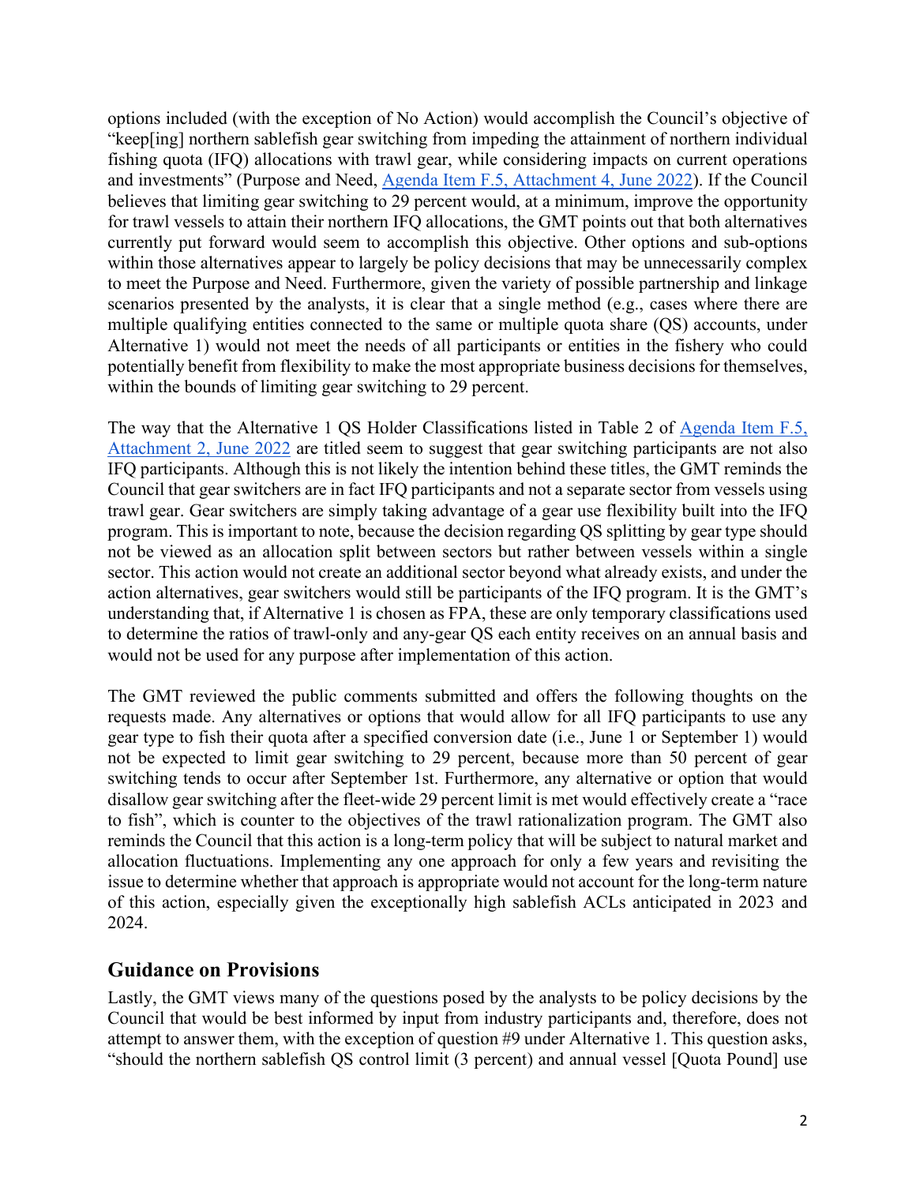options included (with the exception of No Action) would accomplish the Council's objective of "keep[ing] northern sablefish gear switching from impeding the attainment of northern individual fishing quota (IFQ) allocations with trawl gear, while considering impacts on current operations and investments" (Purpose and Need, [Agenda Item F.5, Attachment 4, June 2022]). If the Council believes that limiting gear switching to 29 percent would, at a minimum, improve the opportunity for trawl vessels to attain their northern IFQ allocations, the GMT points out that both alternatives currently put forward would seem to accomplish this objective. Other options and sub-options within those alternatives appear to largely be policy decisions that may be unnecessarily complex to meet the Purpose and Need. Furthermore, given the variety of possible partnership and linkage scenarios presented by the analysts, it is clear that a single method (e.g., cases where there are multiple qualifying entities connected to the same or multiple quota share (QS) accounts, under Alternative 1) would not meet the needs of all participants or entities in the fishery who could potentially benefit from flexibility to make the most appropriate business decisions for themselves, within the bounds of limiting gear switching to 29 percent.

The way that the Alternative 1 QS Holder Classifications listed in Table 2 of [Agenda Item F.5, Attachment 2, June 2022] are titled seem to suggest that gear switching participants are not also IFQ participants. Although this is not likely the intention behind these titles, the GMT reminds the Council that gear switchers are in fact IFQ participants and not a separate sector from vessels using trawl gear. Gear switchers are simply taking advantage of a gear use flexibility built into the IFQ program. This is important to note, because the decision regarding QS splitting by gear type should not be viewed as an allocation split between sectors but rather between vessels within a single sector. This action would not create an additional sector beyond what already exists, and under the action alternatives, gear switchers would still be participants of the IFQ program. It is the GMT's understanding that, if Alternative 1 is chosen as FPA, these are only temporary classifications used to determine the ratios of trawl-only and any-gear QS each entity receives on an annual basis and would not be used for any purpose after implementation of this action.

The GMT reviewed the public comments submitted and offers the following thoughts on the requests made. Any alternatives or options that would allow for all IFQ participants to use any gear type to fish their quota after a specified conversion date (i.e., June 1 or September 1) would not be expected to limit gear switching to 29 percent, because more than 50 percent of gear switching tends to occur after September 1st. Furthermore, any alternative or option that would disallow gear switching after the fleet-wide 29 percent limit is met would effectively create a "race to fish", which is counter to the objectives of the trawl rationalization program. The GMT also reminds the Council that this action is a long-term policy that will be subject to natural market and allocation fluctuations. Implementing any one approach for only a few years and revisiting the issue to determine whether that approach is appropriate would not account for the long-term nature of this action, especially given the exceptionally high sablefish ACLs anticipated in 2023 and 2024.

## Guidance on Provisions

Lastly, the GMT views many of the questions posed by the analysts to be policy decisions by the Council that would be best informed by input from industry participants and, therefore, does not attempt to answer them, with the exception of question #9 under Alternative 1. This question asks, "should the northern sablefish QS control limit (3 percent) and annual vessel [Quota Pound] use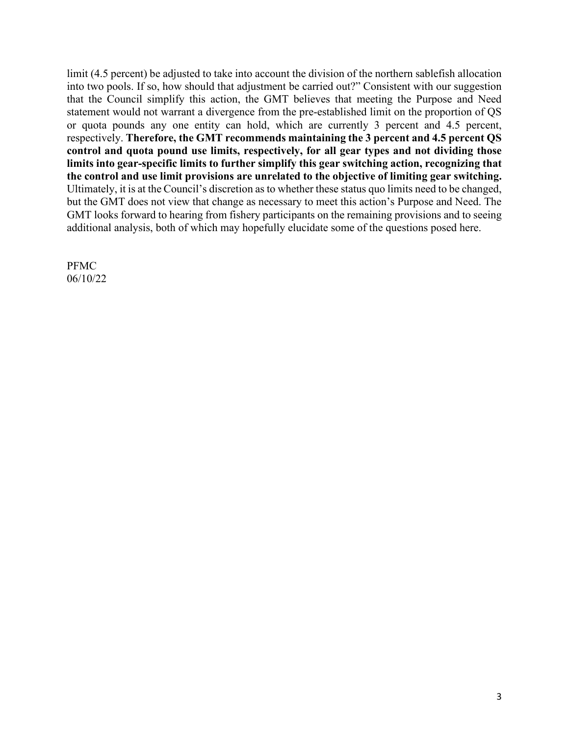limit (4.5 percent) be adjusted to take into account the division of the northern sablefish allocation into two pools. If so, how should that adjustment be carried out?" Consistent with our suggestion that the Council simplify this action, the GMT believes that meeting the Purpose and Need statement would not warrant a divergence from the pre-established limit on the proportion of QS or quota pounds any one entity can hold, which are currently 3 percent and 4.5 percent, respectively. **Therefore, the GMT recommends maintaining the 3 percent and 4.5 percent QS control and quota pound use limits, respectively, for all gear types and not dividing those limits into gear-specific limits to further simplify this gear switching action, recognizing that the control and use limit provisions are unrelated to the objective of limiting gear switching.** Ultimately, it is at the Council's discretion as to whether these status quo limits need to be changed, but the GMT does not view that change as necessary to meet this action's Purpose and Need. The GMT looks forward to hearing from fishery participants on the remaining provisions and to seeing additional analysis, both of which may hopefully elucidate some of the questions posed here.

PFMC
06/10/22